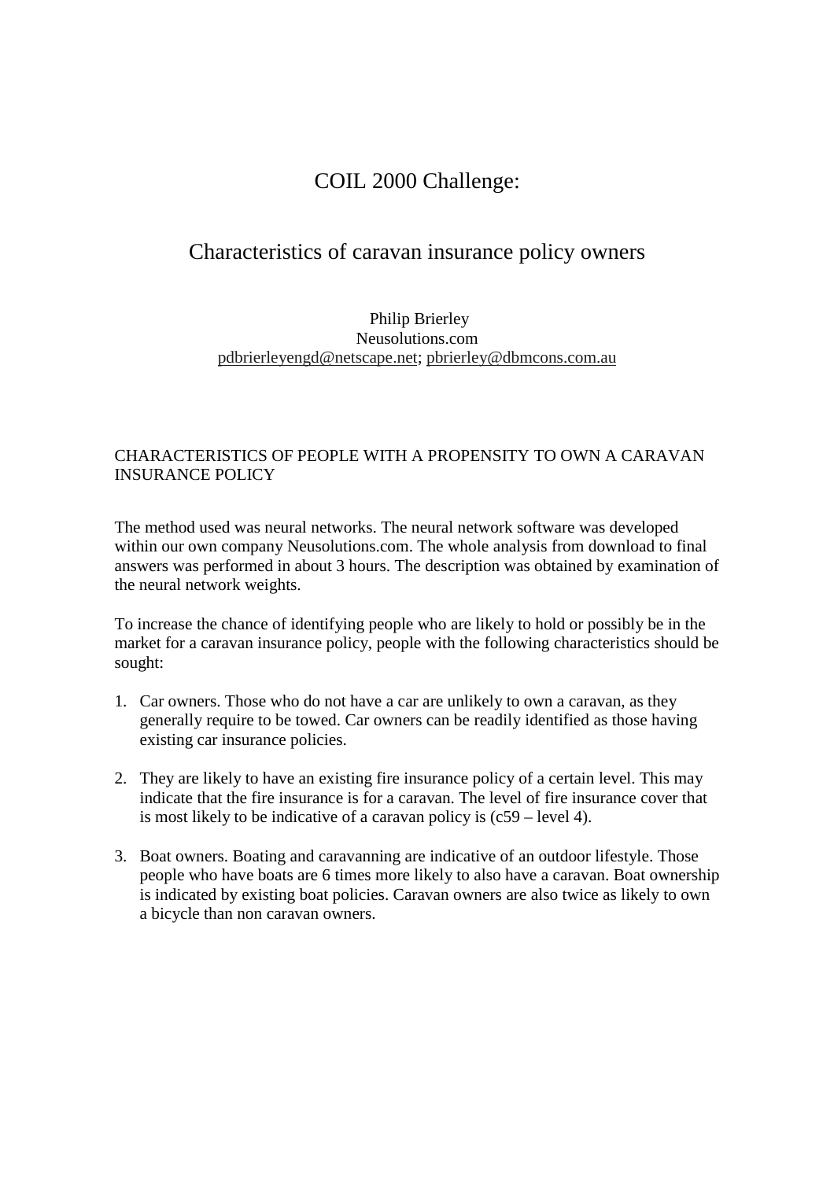# COIL 2000 Challenge:

## Characteristics of caravan insurance policy owners

Philip Brierley
Neusolutions.com
pdbrierleyengd@netscape.net; pbrierley@dbmcons.com.au

### CHARACTERISTICS OF PEOPLE WITH A PROPENSITY TO OWN A CARAVAN INSURANCE POLICY

The method used was neural networks. The neural network software was developed within our own company Neusolutions.com. The whole analysis from download to final answers was performed in about 3 hours. The description was obtained by examination of the neural network weights.

To increase the chance of identifying people who are likely to hold or possibly be in the market for a caravan insurance policy, people with the following characteristics should be sought:

1. Car owners. Those who do not have a car are unlikely to own a caravan, as they generally require to be towed. Car owners can be readily identified as those having existing car insurance policies.

2. They are likely to have an existing fire insurance policy of a certain level. This may indicate that the fire insurance is for a caravan. The level of fire insurance cover that is most likely to be indicative of a caravan policy is (c59 – level 4).

3. Boat owners. Boating and caravanning are indicative of an outdoor lifestyle. Those people who have boats are 6 times more likely to also have a caravan. Boat ownership is indicated by existing boat policies. Caravan owners are also twice as likely to own a bicycle than non caravan owners.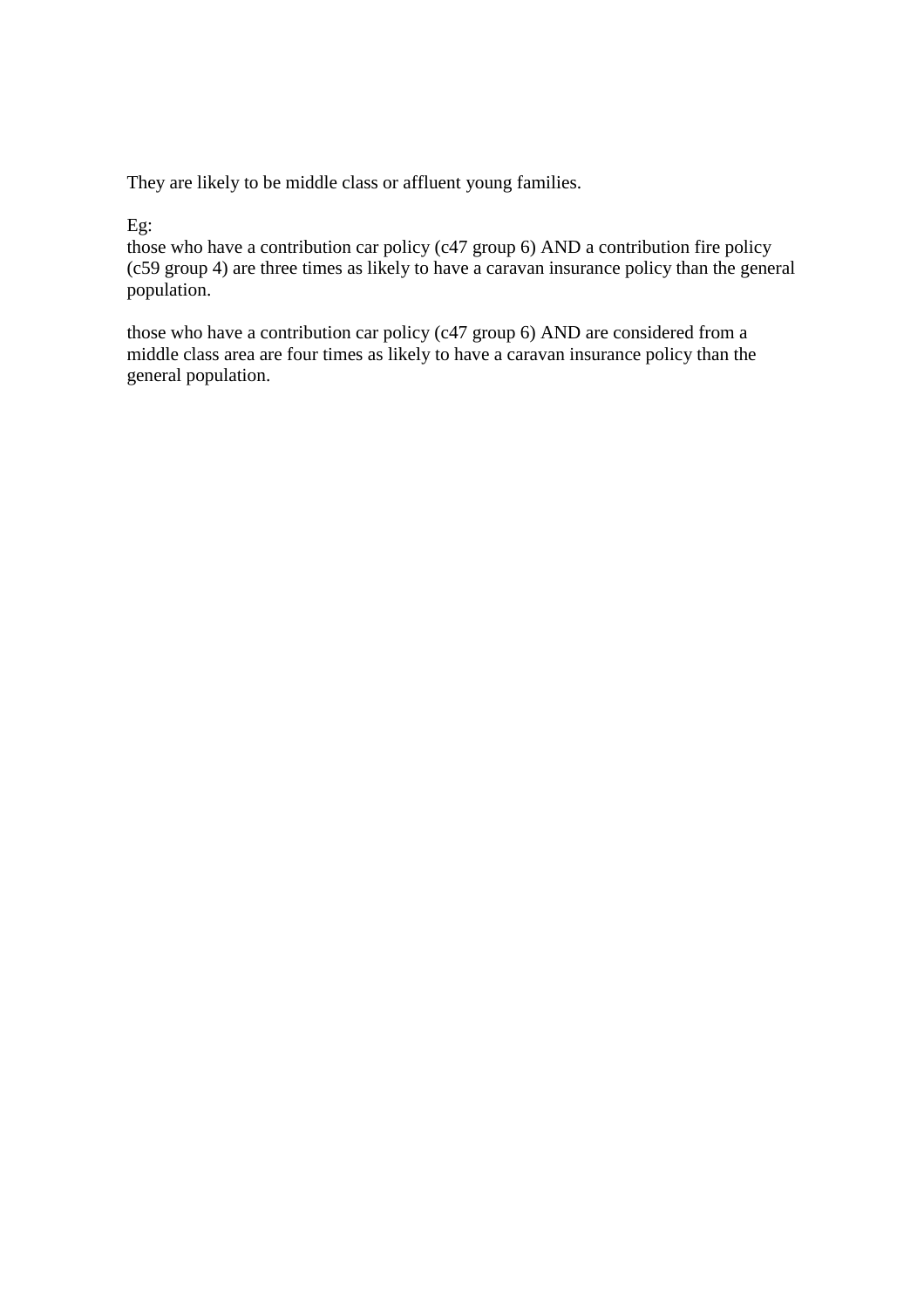They are likely to be middle class or affluent young families.

Eg:
those who have a contribution car policy (c47 group 6) AND a contribution fire policy (c59 group 4) are three times as likely to have a caravan insurance policy than the general population.

those who have a contribution car policy (c47 group 6) AND are considered from a middle class area are four times as likely to have a caravan insurance policy than the general population.